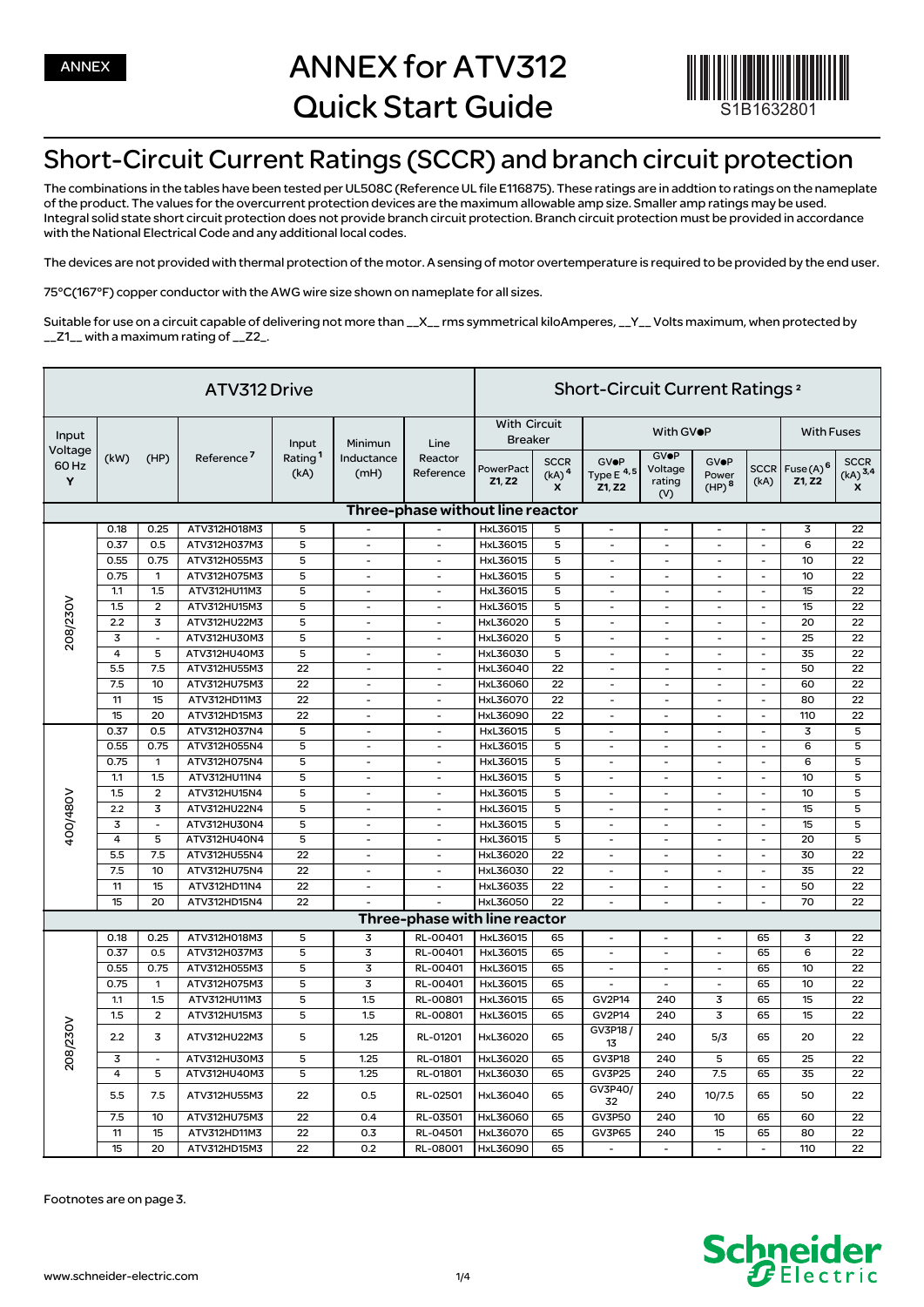ANNEX

# ANNEX for ATV312 Quick Start Guide

S1B1632801

## Short-Circuit Current Ratings (SCCR) and branch circuit protection

The combinations in the tables have been tested per UL508C (Reference UL file E116875). These ratings are in addtion to ratings on the nameplate of the product. The values for the overcurrent protection devices are the maximum allowable amp size. Smaller amp ratings may be used. Integral solid state short circuit protection does not provide branch circuit protection. Branch circuit protection must be provided in accordance with the National Electrical Code and any additional local codes.

The devices are not provided with thermal protection of the motor. A sensing of motor overtemperature is required to be provided by the end user.

75°C(167°F) copper conductor with the AWG wire size shown on nameplate for all sizes.

Suitable for use on a circuit capable of delivering not more than __X__ rms symmetrical kiloAmperes, __Y__ Volts maximum, when protected by __Z1__ with a maximum rating of __Z2_.

| ATV312 Drive | | | | | | | Short-Circuit Current Ratings [2] | | | | | | | |
|---|---|---|---|---|---|---|---|---|---|---|---|---|---|---|
| Input Voltage 60 Hz Y | (kW) | (HP) | Reference [7] | Input Rating [1] (kA) | Minimun Inductance (mH) | Line Reactor Reference | With Circuit Breaker | | With GV●P | | | | With Fuses | |
| | | | | | | | PowerPact Z1, Z2 | SCCR (kA) [4] X | GV●P Type E [4,5] Z1, Z2 | GV●P Voltage rating (V) | GV●P Power (HP) [8] | SCCR (kA) | Fuse (A) [6] Z1, Z2 | SCCR (kA) [3,4] X |
| **Three-phase without line reactor** | | | | | | | | | | | | | | |
| 208/230V | 0.18 | 0.25 | ATV312H018M3 | 5 | - | - | HxL36015 | 5 | - | - | - | - | 3 | 22 |
| | 0.37 | 0.5 | ATV312H037M3 | 5 | - | - | HxL36015 | 5 | - | - | - | - | 6 | 22 |
| | 0.55 | 0.75 | ATV312H055M3 | 5 | - | - | HxL36015 | 5 | - | - | - | - | 10 | 22 |
| | 0.75 | 1 | ATV312H075M3 | 5 | - | - | HxL36015 | 5 | - | - | - | - | 10 | 22 |
| | 1.1 | 1.5 | ATV312HU11M3 | 5 | - | - | HxL36015 | 5 | - | - | - | - | 15 | 22 |
| | 1.5 | 2 | ATV312HU15M3 | 5 | - | - | HxL36015 | 5 | - | - | - | - | 15 | 22 |
| | 2.2 | 3 | ATV312HU22M3 | 5 | - | - | HxL36020 | 5 | - | - | - | - | 20 | 22 |
| | 3 | - | ATV312HU30M3 | 5 | - | - | HxL36020 | 5 | - | - | - | - | 25 | 22 |
| | 4 | 5 | ATV312HU40M3 | 5 | - | - | HxL36030 | 5 | - | - | - | - | 35 | 22 |
| | 5.5 | 7.5 | ATV312HU55M3 | 22 | - | - | HxL36040 | 22 | - | - | - | - | 50 | 22 |
| | 7.5 | 10 | ATV312HU75M3 | 22 | - | - | HxL36060 | 22 | - | - | - | - | 60 | 22 |
| | 11 | 15 | ATV312HD11M3 | 22 | - | - | HxL36070 | 22 | - | - | - | - | 80 | 22 |
| | 15 | 20 | ATV312HD15M3 | 22 | - | - | HxL36090 | 22 | - | - | - | - | 110 | 22 |
| 400/480V | 0.37 | 0.5 | ATV312H037N4 | 5 | - | - | HxL36015 | 5 | - | - | - | - | 3 | 5 |
| | 0.55 | 0.75 | ATV312H055N4 | 5 | - | - | HxL36015 | 5 | - | - | - | - | 6 | 5 |
| | 0.75 | 1 | ATV312H075N4 | 5 | - | - | HxL36015 | 5 | - | - | - | - | 6 | 5 |
| | 1.1 | 1.5 | ATV312HU11N4 | 5 | - | - | HxL36015 | 5 | - | - | - | - | 10 | 5 |
| | 1.5 | 2 | ATV312HU15N4 | 5 | - | - | HxL36015 | 5 | - | - | - | - | 10 | 5 |
| | 2.2 | 3 | ATV312HU22N4 | 5 | - | - | HxL36015 | 5 | - | - | - | - | 15 | 5 |
| | 3 | - | ATV312HU30N4 | 5 | - | - | HxL36015 | 5 | - | - | - | - | 15 | 5 |
| | 4 | 5 | ATV312HU40N4 | 5 | - | - | HxL36015 | 5 | - | - | - | - | 20 | 5 |
| | 5.5 | 7.5 | ATV312HU55N4 | 22 | - | - | HxL36020 | 22 | - | - | - | - | 30 | 22 |
| | 7.5 | 10 | ATV312HU75N4 | 22 | - | - | HxL36030 | 22 | - | - | - | - | 35 | 22 |
| | 11 | 15 | ATV312HD11N4 | 22 | - | - | HxL36035 | 22 | - | - | - | - | 50 | 22 |
| | 15 | 20 | ATV312HD15N4 | 22 | - | - | HxL36050 | 22 | - | - | - | - | 70 | 22 |
| **Three-phase with line reactor** | | | | | | | | | | | | | | |
| 208/230V | 0.18 | 0.25 | ATV312H018M3 | 5 | 3 | RL-00401 | HxL36015 | 65 | - | - | - | 65 | 3 | 22 |
| | 0.37 | 0.5 | ATV312H037M3 | 5 | 3 | RL-00401 | HxL36015 | 65 | - | - | - | 65 | 6 | 22 |
| | 0.55 | 0.75 | ATV312H055M3 | 5 | 3 | RL-00401 | HxL36015 | 65 | - | - | - | 65 | 10 | 22 |
| | 0.75 | 1 | ATV312H075M3 | 5 | 3 | RL-00401 | HxL36015 | 65 | - | - | - | 65 | 10 | 22 |
| | 1.1 | 1.5 | ATV312HU11M3 | 5 | 1.5 | RL-00801 | HxL36015 | 65 | GV2P14 | 240 | 3 | 65 | 15 | 22 |
| | 1.5 | 2 | ATV312HU15M3 | 5 | 1.5 | RL-00801 | HxL36015 | 65 | GV2P14 | 240 | 3 | 65 | 15 | 22 |
| | 2.2 | 3 | ATV312HU22M3 | 5 | 1.25 | RL-01201 | HxL36020 | 65 | GV3P18 / 13 | 240 | 5/3 | 65 | 20 | 22 |
| | 3 | - | ATV312HU30M3 | 5 | 1.25 | RL-01801 | HxL36020 | 65 | GV3P18 | 240 | 5 | 65 | 25 | 22 |
| | 4 | 5 | ATV312HU40M3 | 5 | 1.25 | RL-01801 | HxL36030 | 65 | GV3P25 | 240 | 7.5 | 65 | 35 | 22 |
| | 5.5 | 7.5 | ATV312HU55M3 | 22 | 0.5 | RL-02501 | HxL36040 | 65 | GV3P40/ 32 | 240 | 10/7.5 | 65 | 50 | 22 |
| | 7.5 | 10 | ATV312HU75M3 | 22 | 0.4 | RL-03501 | HxL36060 | 65 | GV3P50 | 240 | 10 | 65 | 60 | 22 |
| | 11 | 15 | ATV312HD11M3 | 22 | 0.3 | RL-04501 | HxL36070 | 65 | GV3P65 | 240 | 15 | 65 | 80 | 22 |
| | 15 | 20 | ATV312HD15M3 | 22 | 0.2 | RL-08001 | HxL36090 | 65 | - | - | - | - | 110 | 22 |

Footnotes are on page 3.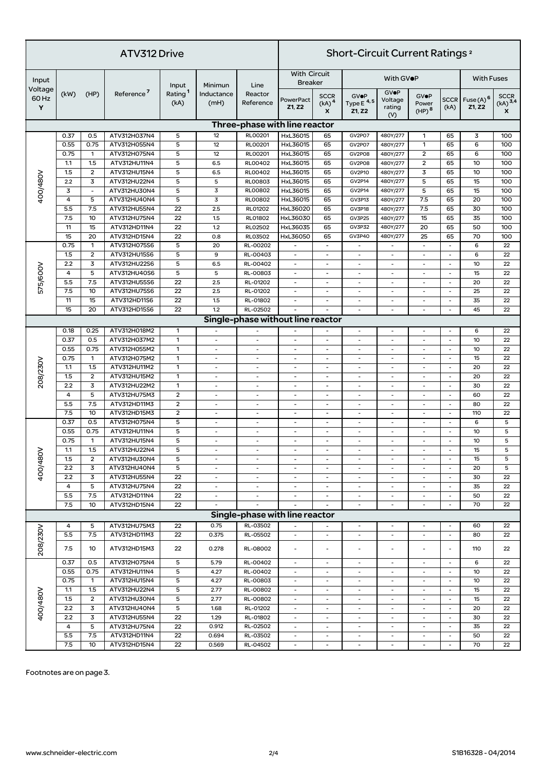| ATV312 Drive | | | | | | Short-Circuit Current Ratings [2] | | | | | | | | |
|---|---|---|---|---|---|---|---|---|---|---|---|---|---|---|
| Input Voltage 60 Hz Y | (kW) | (HP) | Reference [7] | Input Rating [1] (kA) | Minimun Inductance (mH) | Line Reactor Reference | With Circuit Breaker | | With GV●P | | | | With Fuses | |
| | | | | | | | PowerPact Z1, Z2 | SCCR (kA) [4] X | GV●P Type E [4, 5] Z1, Z2 | GV●P Voltage rating (V) | GV●P Power (HP) [8] | SCCR (kA) | Fuse (A) [6] Z1, Z2 | SCCR (kA) [3,4] X |
| **Three-phase with line reactor** | | | | | | | | | | | | | | |
| 400/480V | 0.37 | 0.5 | ATV312H037N4 | 5 | 12 | RL00201 | HxL36015 | 65 | GV2P07 | 480Y/277 | 1 | 65 | 3 | 100 |
| | 0.55 | 0.75 | ATV312H055N4 | 5 | 12 | RL00201 | HxL36015 | 65 | GV2P07 | 480Y/277 | 1 | 65 | 6 | 100 |
| | 0.75 | 1 | ATV312H075N4 | 5 | 12 | RL00201 | HxL36015 | 65 | GV2P08 | 480Y/277 | 2 | 65 | 6 | 100 |
| | 1.1 | 1.5 | ATV312HU11N4 | 5 | 6.5 | RL00402 | HxL36015 | 65 | GV2P08 | 480Y/277 | 2 | 65 | 10 | 100 |
| | 1.5 | 2 | ATV312HU15N4 | 5 | 6.5 | RL00402 | HxL36015 | 65 | GV2P10 | 480Y/277 | 3 | 65 | 10 | 100 |
| | 2.2 | 3 | ATV312HU22N4 | 5 | 5 | RL00803 | HxL36015 | 65 | GV2P14 | 480Y/277 | 5 | 65 | 15 | 100 |
| | 3 | - | ATV312HU30N4 | 5 | 3 | RL00802 | HxL36015 | 65 | GV2P14 | 480Y/277 | 5 | 65 | 15 | 100 |
| | 4 | 5 | ATV312HU40N4 | 5 | 3 | RL00802 | HxL36015 | 65 | GV3P13 | 480Y/277 | 7.5 | 65 | 20 | 100 |
| | 5.5 | 7.5 | ATV312HU55N4 | 22 | 2.5 | RL01202 | HxL36020 | 65 | GV3P18 | 480Y/277 | 7.5 | 65 | 30 | 100 |
| | 7.5 | 10 | ATV312HU75N4 | 22 | 1.5 | RL01802 | HxL36030 | 65 | GV3P25 | 480Y/277 | 15 | 65 | 35 | 100 |
| | 11 | 15 | ATV312HD11N4 | 22 | 1.2 | RL02502 | HxL36035 | 65 | GV3P32 | 480Y/277 | 20 | 65 | 50 | 100 |
| | 15 | 20 | ATV312HD15N4 | 22 | 0.8 | RL03502 | HxL36050 | 65 | GV3P40 | 480Y/277 | 25 | 65 | 70 | 100 |
| 575/600V | 0.75 | 1 | ATV312H075S6 | 5 | 20 | RL-00202 | - | - | - | - | - | - | 6 | 22 |
| | 1.5 | 2 | ATV312HU15S6 | 5 | 9 | RL-00403 | - | - | - | - | - | - | 6 | 22 |
| | 2.2 | 3 | ATV312HU22S6 | 5 | 6.5 | RL-00402 | - | - | - | - | - | - | 10 | 22 |
| | 4 | 5 | ATV312HU40S6 | 5 | 5 | RL-00803 | - | - | - | - | - | - | 15 | 22 |
| | 5.5 | 7.5 | ATV312HU55S6 | 22 | 2.5 | RL-01202 | - | - | - | - | - | - | 20 | 22 |
| | 7.5 | 10 | ATV312HU75S6 | 22 | 2.5 | RL-01202 | - | - | - | - | - | - | 25 | 22 |
| | 11 | 15 | ATV312HD11S6 | 22 | 1.5 | RL-01802 | - | - | - | - | - | - | 35 | 22 |
| | 15 | 20 | ATV312HD15S6 | 22 | 1.2 | RL-02502 | - | - | - | - | - | - | 45 | 22 |
| **Single-phase without line reactor** | | | | | | | | | | | | | | |
| 208/230V | 0.18 | 0.25 | ATV312H018M2 | 1 | - | - | - | - | - | - | - | - | 6 | 22 |
| | 0.37 | 0.5 | ATV312H037M2 | 1 | - | - | - | - | - | - | - | - | 10 | 22 |
| | 0.55 | 0.75 | ATV312H055M2 | 1 | - | - | - | - | - | - | - | - | 10 | 22 |
| | 0.75 | 1 | ATV312H075M2 | 1 | - | - | - | - | - | - | - | - | 15 | 22 |
| | 1.1 | 1.5 | ATV312HU11M2 | 1 | - | - | - | - | - | - | - | - | 20 | 22 |
| | 1.5 | 2 | ATV312HU15M2 | 1 | - | - | - | - | - | - | - | - | 20 | 22 |
| | 2.2 | 3 | ATV312HU22M2 | 1 | - | - | - | - | - | - | - | - | 30 | 22 |
| | 4 | 5 | ATV312HU75M3 | 2 | - | - | - | - | - | - | - | - | 60 | 22 |
| | 5.5 | 7.5 | ATV312HD11M3 | 2 | - | - | - | - | - | - | - | - | 80 | 22 |
| | 7.5 | 10 | ATV312HD15M3 | 2 | - | - | - | - | - | - | - | - | 110 | 22 |
| 400/480V | 0.37 | 0.5 | ATV312H075N4 | 5 | - | - | - | - | - | - | - | - | 6 | 5 |
| | 0.55 | 0.75 | ATV312HU11N4 | 5 | - | - | - | - | - | - | - | - | 10 | 5 |
| | 0.75 | 1 | ATV312HU15N4 | 5 | - | - | - | - | - | - | - | - | 10 | 5 |
| | 1.1 | 1.5 | ATV312HU22N4 | 5 | - | - | - | - | - | - | - | - | 15 | 5 |
| | 1.5 | 2 | ATV312HU30N4 | 5 | - | - | - | - | - | - | - | - | 15 | 5 |
| | 2.2 | 3 | ATV312HU40N4 | 5 | - | - | - | - | - | - | - | - | 20 | 5 |
| | 2.2 | 3 | ATV312HU55N4 | 22 | - | - | - | - | - | - | - | - | 30 | 22 |
| | 4 | 5 | ATV312HU75N4 | 22 | - | - | - | - | - | - | - | - | 35 | 22 |
| | 5.5 | 7.5 | ATV312HD11N4 | 22 | - | - | - | - | - | - | - | - | 50 | 22 |
| | 7.5 | 10 | ATV312HD15N4 | 22 | - | - | - | - | - | - | - | - | 70 | 22 |
| **Single-phase with line reactor** | | | | | | | | | | | | | | |
| 208/230V | 4 | 5 | ATV312HU75M3 | 22 | 0.75 | RL-03502 | - | - | - | - | - | - | 60 | 22 |
| | 5.5 | 7.5 | ATV312HD11M3 | 22 | 0.375 | RL-05502 | - | - | - | - | - | - | 80 | 22 |
| | 7.5 | 10 | ATV312HD15M3 | 22 | 0.278 | RL-08002 | - | - | - | - | - | - | 110 | 22 |
| 400/480V | 0.37 | 0.5 | ATV312H075N4 | 5 | 5.79 | RL-00402 | - | - | - | - | - | - | 6 | 22 |
| | 0.55 | 0.75 | ATV312HU11N4 | 5 | 4.27 | RL-00402 | - | - | - | - | - | - | 10 | 22 |
| | 0.75 | 1 | ATV312HU15N4 | 5 | 4.27 | RL-00803 | - | - | - | - | - | - | 10 | 22 |
| | 1.1 | 1.5 | ATV312HU22N4 | 5 | 2.77 | RL-00802 | - | - | - | - | - | - | 15 | 22 |
| | 1.5 | 2 | ATV312HU30N4 | 5 | 2.77 | RL-00802 | - | - | - | - | - | - | 15 | 22 |
| | 2.2 | 3 | ATV312HU40N4 | 5 | 1.68 | RL-01202 | - | - | - | - | - | - | 20 | 22 |
| | 2.2 | 3 | ATV312HU55N4 | 22 | 1.29 | RL-01802 | - | - | - | - | - | - | 30 | 22 |
| | 4 | 5 | ATV312HU75N4 | 22 | 0.912 | RL-02502 | - | - | - | - | - | - | 35 | 22 |
| | 5.5 | 7.5 | ATV312HD11N4 | 22 | 0.694 | RL-03502 | - | - | - | - | - | - | 50 | 22 |
| | 7.5 | 10 | ATV312HD15N4 | 22 | 0.569 | RL-04502 | - | - | - | - | - | - | 70 | 22 |

Footnotes are on page 3.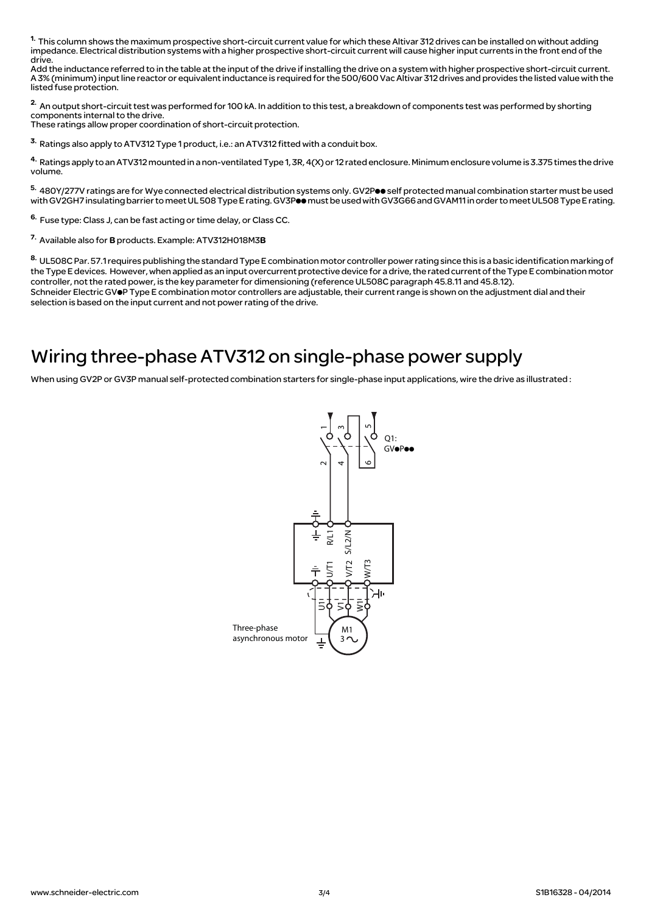[1] This column shows the maximum prospective short-circuit current value for which these Altivar 312 drives can be installed on without adding impedance. Electrical distribution systems with a higher prospective short-circuit current will cause higher input currents in the front end of the drive.
Add the inductance referred to in the table at the input of the drive if installing the drive on a system with higher prospective short-circuit current. A 3% (minimum) input line reactor or equivalent inductance is required for the 500/600 Vac Altivar 312 drives and provides the listed value with the listed fuse protection.

[2] An output short-circuit test was performed for 100 kA. In addition to this test, a breakdown of components test was performed by shorting components internal to the drive.
These ratings allow proper coordination of short-circuit protection.

[3] Ratings also apply to ATV312 Type 1 product, i.e.: an ATV312 fitted with a conduit box.

[4] Ratings apply to an ATV312 mounted in a non-ventilated Type 1, 3R, 4(X) or 12 rated enclosure. Minimum enclosure volume is 3.375 times the drive volume.

[5] 480Y/277V ratings are for Wye connected electrical distribution systems only. GV2P●● self protected manual combination starter must be used with GV2GH7 insulating barrier to meet UL 508 Type E rating. GV3P●● must be used with GV3G66 and GVAM11 in order to meet UL508 Type E rating.

[6] Fuse type: Class J, can be fast acting or time delay, or Class CC.

[7] Available also for **B** products. Example: ATV312H018M3**B**

[8] UL508C Par. 57.1 requires publishing the standard Type E combination motor controller power rating since this is a basic identification marking of the Type E devices. However, when applied as an input overcurrent protective device for a drive, the rated current of the Type E combination motor controller, not the rated power, is the key parameter for dimensioning (reference UL508C paragraph 45.8.11 and 45.8.12).
Schneider Electric GV●P Type E combination motor controllers are adjustable, their current range is shown on the adjustment dial and their selection is based on the input current and not power rating of the drive.

# Wiring three-phase ATV312 on single-phase power supply

When using GV2P or GV3P manual self-protected combination starters for single-phase input applications, wire the drive as illustrated :

Q1: GV●P●●

R/L1 S/L2/N

U/T1 V/T2 W/T3

U1 V1 W1

M1 3~

Three-phase asynchronous motor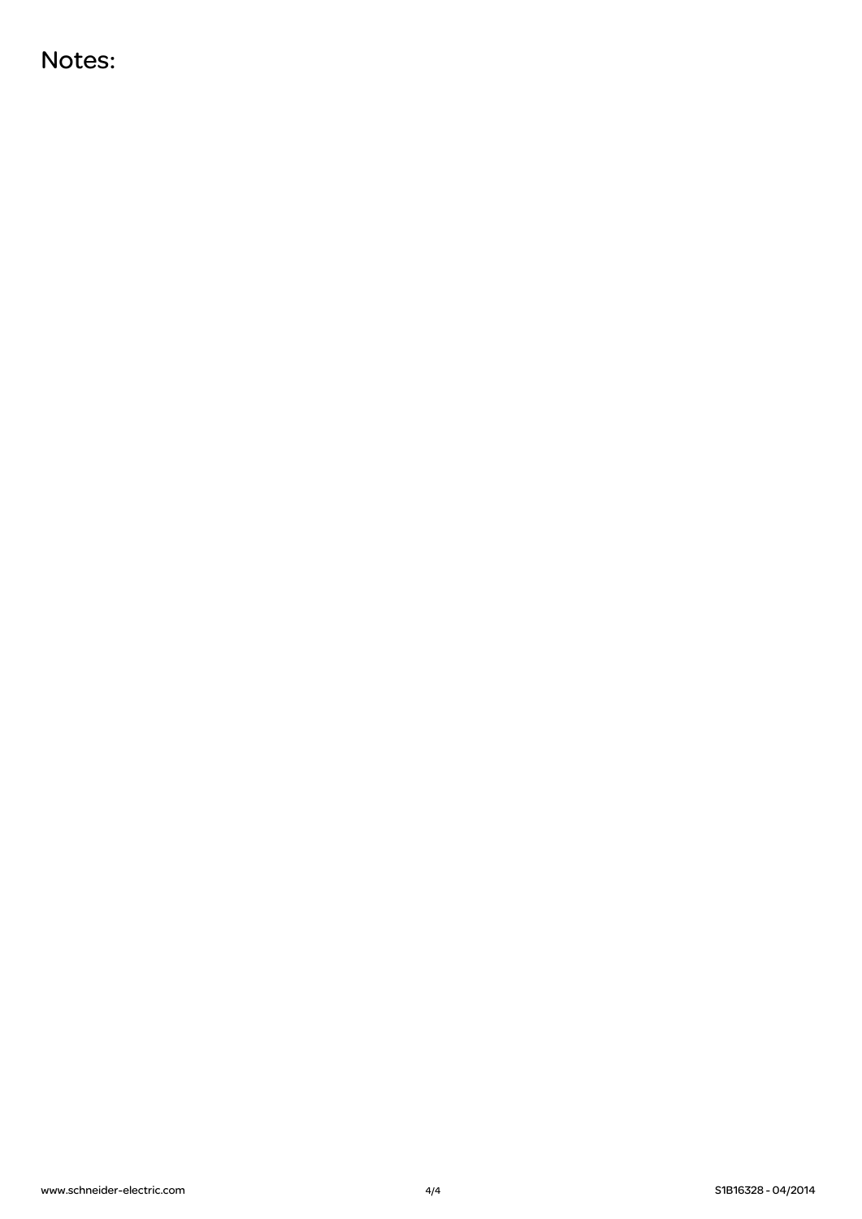# Notes: